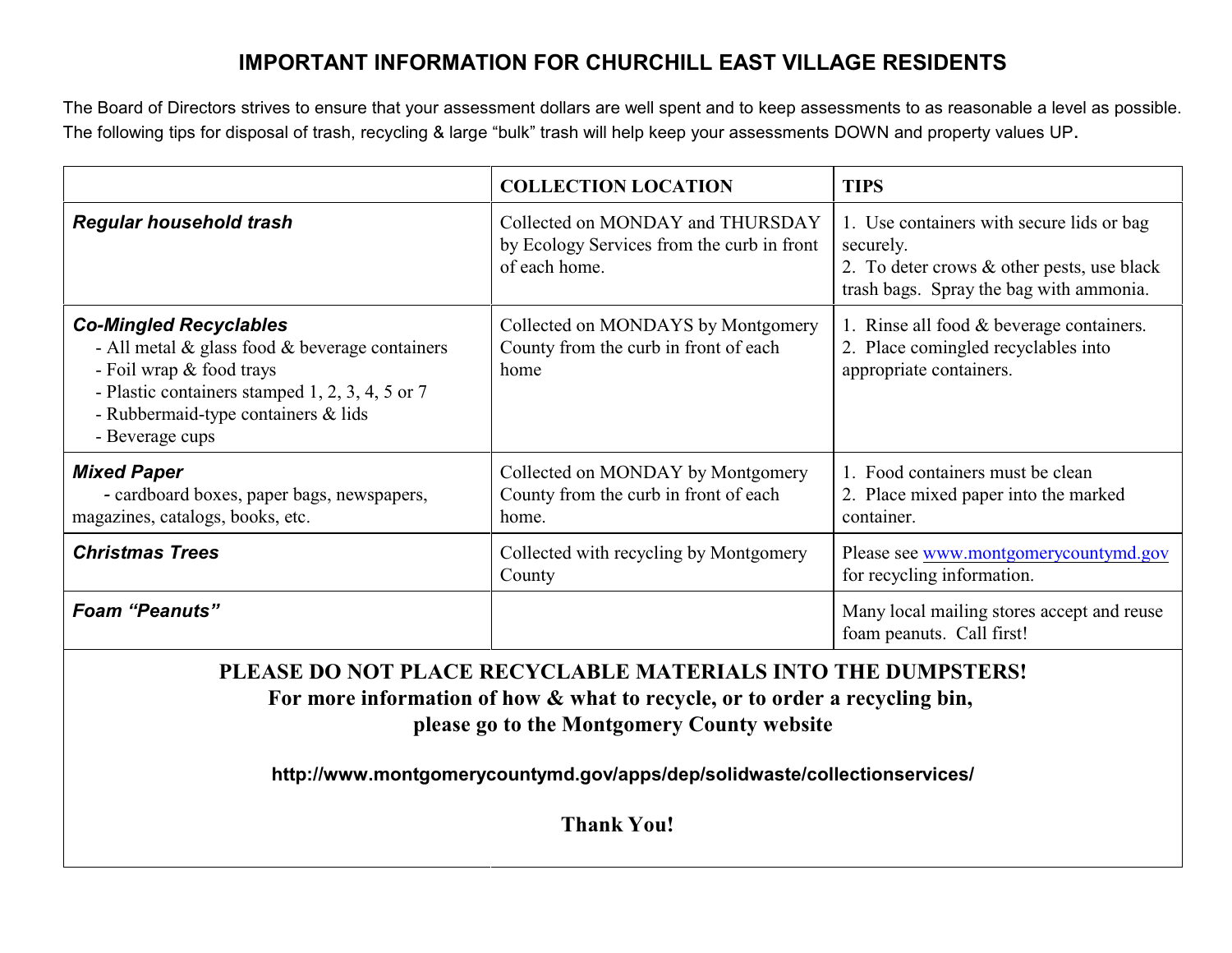# IMPORTANT INFORMATION FOR CHURCHILL EAST VILLAGE RESIDENTS

The Board of Directors strives to ensure that your assessment dollars are well spent and to keep assessments to as reasonable a level as possible. The following tips for disposal of trash, recycling & large "bulk" trash will help keep your assessments DOWN and property values UP.

| | COLLECTION LOCATION | TIPS |
|---|---|---|
| ***Regular household trash*** | Collected on MONDAY and THURSDAY by Ecology Services from the curb in front of each home. | 1. Use containers with secure lids or bag securely.<br>2. To deter crows & other pests, use black trash bags. Spray the bag with ammonia. |
| ***Co-Mingled Recyclables***<br>- All metal & glass food & beverage containers<br>- Foil wrap & food trays<br>- Plastic containers stamped 1, 2, 3, 4, 5 or 7<br>- Rubbermaid-type containers & lids<br>- Beverage cups | Collected on MONDAYS by Montgomery County from the curb in front of each home | 1. Rinse all food & beverage containers.<br>2. Place comingled recyclables into appropriate containers. |
| ***Mixed Paper***<br>- cardboard boxes, paper bags, newspapers, magazines, catalogs, books, etc. | Collected on MONDAY by Montgomery County from the curb in front of each home. | 1. Food containers must be clean<br>2. Place mixed paper into the marked container. |
| ***Christmas Trees*** | Collected with recycling by Montgomery County | Please see www.montgomerycountymd.gov for recycling information. |
| ***Foam "Peanuts"*** | | Many local mailing stores accept and reuse foam peanuts. Call first! |

**PLEASE DO NOT PLACE RECYCLABLE MATERIALS INTO THE DUMPSTERS!**
**For more information of how & what to recycle, or to order a recycling bin, please go to the Montgomery County website**

**http://www.montgomerycountymd.gov/apps/dep/solidwaste/collectionservices/**

**Thank You!**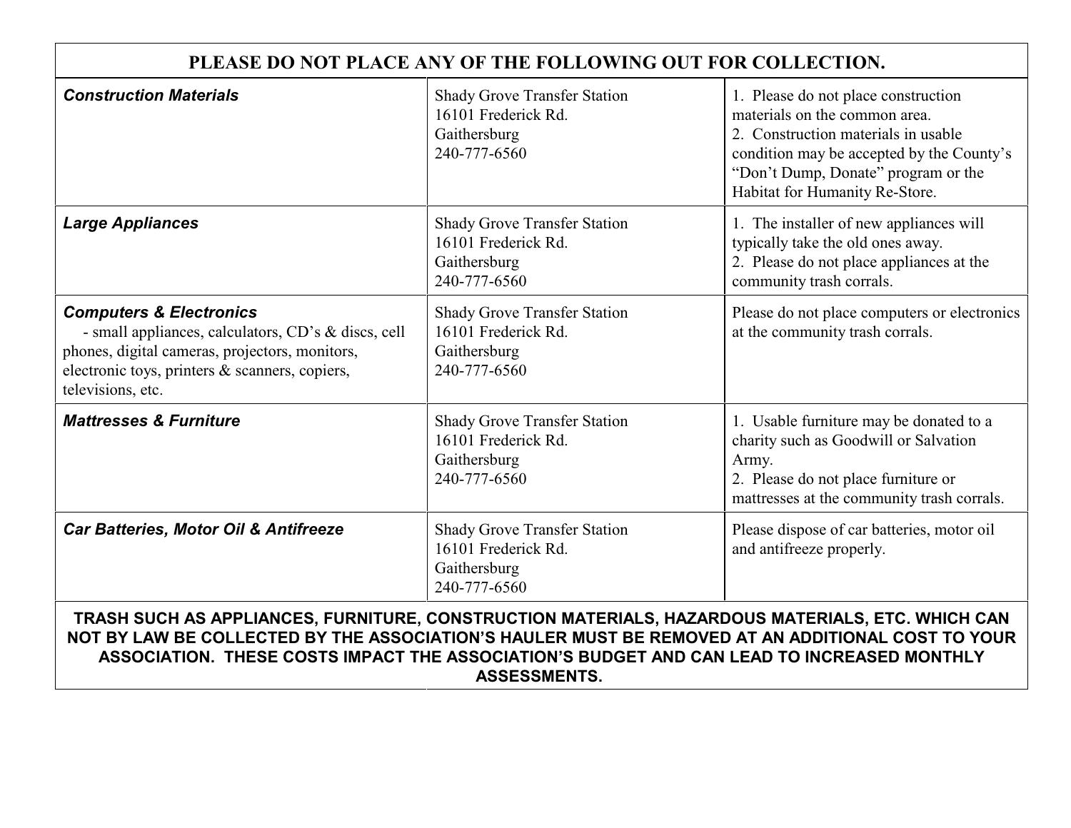| PLEASE DO NOT PLACE ANY OF THE FOLLOWING OUT FOR COLLECTION. | | |
|---|---|---|
| ***Construction Materials*** | Shady Grove Transfer Station<br>16101 Frederick Rd.<br>Gaithersburg<br>240-777-6560 | 1. Please do not place construction materials on the common area.<br>2. Construction materials in usable condition may be accepted by the County's "Don't Dump, Donate" program or the Habitat for Humanity Re-Store. |
| ***Large Appliances*** | Shady Grove Transfer Station<br>16101 Frederick Rd.<br>Gaithersburg<br>240-777-6560 | 1. The installer of new appliances will typically take the old ones away.<br>2. Please do not place appliances at the community trash corrals. |
| ***Computers & Electronics***<br>- small appliances, calculators, CD's & discs, cell phones, digital cameras, projectors, monitors, electronic toys, printers & scanners, copiers, televisions, etc. | Shady Grove Transfer Station<br>16101 Frederick Rd.<br>Gaithersburg<br>240-777-6560 | Please do not place computers or electronics at the community trash corrals. |
| ***Mattresses & Furniture*** | Shady Grove Transfer Station<br>16101 Frederick Rd.<br>Gaithersburg<br>240-777-6560 | 1. Usable furniture may be donated to a charity such as Goodwill or Salvation Army.<br>2. Please do not place furniture or mattresses at the community trash corrals. |
| ***Car Batteries, Motor Oil & Antifreeze*** | Shady Grove Transfer Station<br>16101 Frederick Rd.<br>Gaithersburg<br>240-777-6560 | Please dispose of car batteries, motor oil and antifreeze properly. |
| **TRASH SUCH AS APPLIANCES, FURNITURE, CONSTRUCTION MATERIALS, HAZARDOUS MATERIALS, ETC. WHICH CAN NOT BY LAW BE COLLECTED BY THE ASSOCIATION'S HAULER MUST BE REMOVED AT AN ADDITIONAL COST TO YOUR ASSOCIATION. THESE COSTS IMPACT THE ASSOCIATION'S BUDGET AND CAN LEAD TO INCREASED MONTHLY ASSESSMENTS.** | | |